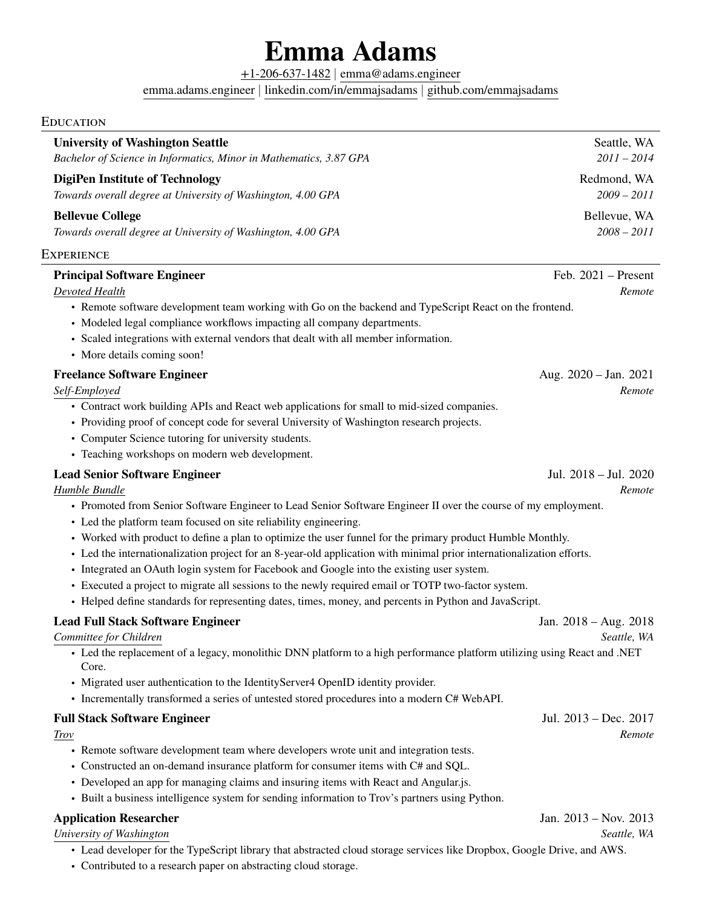# Emma Adams

+1-206-637-1482 | emma@adams.engineer
emma.adams.engineer | linkedin.com/in/emmajsadams | github.com/emmajsadams

## Education

**University of Washington Seattle** — Seattle, WA
*Bachelor of Science in Informatics, Minor in Mathematics, 3.87 GPA* — *2011 – 2014*

**DigiPen Institute of Technology** — Redmond, WA
*Towards overall degree at University of Washington, 4.00 GPA* — *2009 – 2011*

**Bellevue College** — Bellevue, WA
*Towards overall degree at University of Washington, 4.00 GPA* — *2008 – 2011*

## Experience

**Principal Software Engineer** — Feb. 2021 – Present
*Devoted Health* — *Remote*

- Remote software development team working with Go on the backend and TypeScript React on the frontend.
- Modeled legal compliance workflows impacting all company departments.
- Scaled integrations with external vendors that dealt with all member information.
- More details coming soon!

**Freelance Software Engineer** — Aug. 2020 – Jan. 2021
*Self-Employed* — *Remote*

- Contract work building APIs and React web applications for small to mid-sized companies.
- Providing proof of concept code for several University of Washington research projects.
- Computer Science tutoring for university students.
- Teaching workshops on modern web development.

**Lead Senior Software Engineer** — Jul. 2018 – Jul. 2020
*Humble Bundle* — *Remote*

- Promoted from Senior Software Engineer to Lead Senior Software Engineer II over the course of my employment.
- Led the platform team focused on site reliability engineering.
- Worked with product to define a plan to optimize the user funnel for the primary product Humble Monthly.
- Led the internationalization project for an 8-year-old application with minimal prior internationalization efforts.
- Integrated an OAuth login system for Facebook and Google into the existing user system.
- Executed a project to migrate all sessions to the newly required email or TOTP two-factor system.
- Helped define standards for representing dates, times, money, and percents in Python and JavaScript.

**Lead Full Stack Software Engineer** — Jan. 2018 – Aug. 2018
*Committee for Children* — *Seattle, WA*

- Led the replacement of a legacy, monolithic DNN platform to a high performance platform utilizing using React and .NET Core.
- Migrated user authentication to the IdentityServer4 OpenID identity provider.
- Incrementally transformed a series of untested stored procedures into a modern C# WebAPI.

**Full Stack Software Engineer** — Jul. 2013 – Dec. 2017
*Trov* — *Remote*

- Remote software development team where developers wrote unit and integration tests.
- Constructed an on-demand insurance platform for consumer items with C# and SQL.
- Developed an app for managing claims and insuring items with React and Angular.js.
- Built a business intelligence system for sending information to Trov's partners using Python.

**Application Researcher** — Jan. 2013 – Nov. 2013
*University of Washington* — *Seattle, WA*

- Lead developer for the TypeScript library that abstracted cloud storage services like Dropbox, Google Drive, and AWS.
- Contributed to a research paper on abstracting cloud storage.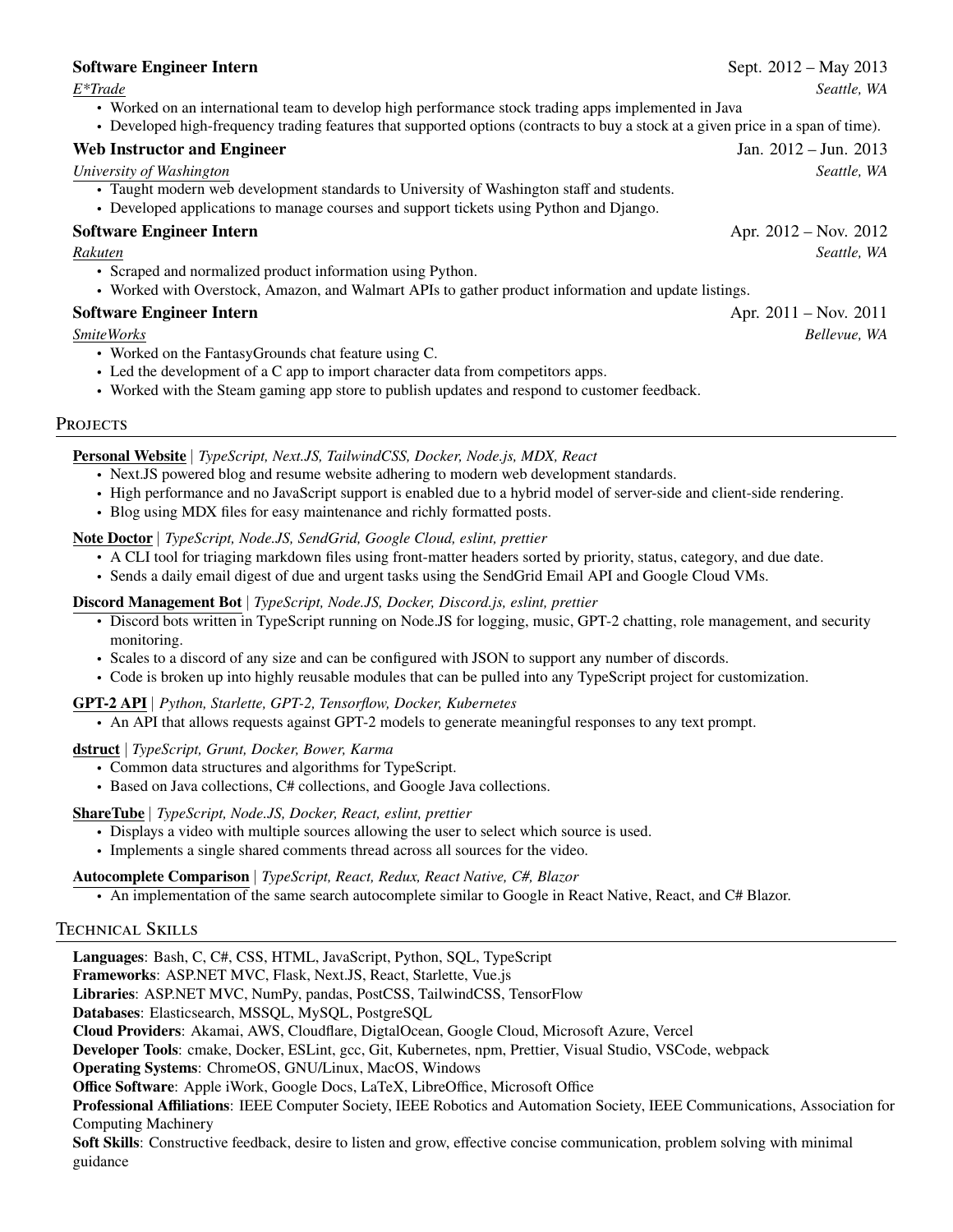### Software Engineer Intern — Sept. 2012 – May 2013
*E*Trade* — *Seattle, WA*

- Worked on an international team to develop high performance stock trading apps implemented in Java
- Developed high-frequency trading features that supported options (contracts to buy a stock at a given price in a span of time).

### Web Instructor and Engineer — Jan. 2012 – Jun. 2013
*University of Washington* — *Seattle, WA*

- Taught modern web development standards to University of Washington staff and students.
- Developed applications to manage courses and support tickets using Python and Django.

### Software Engineer Intern — Apr. 2012 – Nov. 2012
*Rakuten* — *Seattle, WA*

- Scraped and normalized product information using Python.
- Worked with Overstock, Amazon, and Walmart APIs to gather product information and update listings.

### Software Engineer Intern — Apr. 2011 – Nov. 2011
*SmiteWorks* — *Bellevue, WA*

- Worked on the FantasyGrounds chat feature using C.
- Led the development of a C app to import character data from competitors apps.
- Worked with the Steam gaming app store to publish updates and respond to customer feedback.

## Projects

**Personal Website** | *TypeScript, Next.JS, TailwindCSS, Docker, Node.js, MDX, React*

- Next.JS powered blog and resume website adhering to modern web development standards.
- High performance and no JavaScript support is enabled due to a hybrid model of server-side and client-side rendering.
- Blog using MDX files for easy maintenance and richly formatted posts.

**Note Doctor** | *TypeScript, Node.JS, SendGrid, Google Cloud, eslint, prettier*

- A CLI tool for triaging markdown files using front-matter headers sorted by priority, status, category, and due date.
- Sends a daily email digest of due and urgent tasks using the SendGrid Email API and Google Cloud VMs.

**Discord Management Bot** | *TypeScript, Node.JS, Docker, Discord.js, eslint, prettier*

- Discord bots written in TypeScript running on Node.JS for logging, music, GPT-2 chatting, role management, and security monitoring.
- Scales to a discord of any size and can be configured with JSON to support any number of discords.
- Code is broken up into highly reusable modules that can be pulled into any TypeScript project for customization.

**GPT-2 API** | *Python, Starlette, GPT-2, Tensorflow, Docker, Kubernetes*

- An API that allows requests against GPT-2 models to generate meaningful responses to any text prompt.

**dstruct** | *TypeScript, Grunt, Docker, Bower, Karma*

- Common data structures and algorithms for TypeScript.
- Based on Java collections, C# collections, and Google Java collections.

**ShareTube** | *TypeScript, Node.JS, Docker, React, eslint, prettier*

- Displays a video with multiple sources allowing the user to select which source is used.
- Implements a single shared comments thread across all sources for the video.

**Autocomplete Comparison** | *TypeScript, React, Redux, React Native, C#, Blazor*

- An implementation of the same search autocomplete similar to Google in React Native, React, and C# Blazor.

## Technical Skills

**Languages**: Bash, C, C#, CSS, HTML, JavaScript, Python, SQL, TypeScript
**Frameworks**: ASP.NET MVC, Flask, Next.JS, React, Starlette, Vue.js
**Libraries**: ASP.NET MVC, NumPy, pandas, PostCSS, TailwindCSS, TensorFlow
**Databases**: Elasticsearch, MSSQL, MySQL, PostgreSQL
**Cloud Providers**: Akamai, AWS, Cloudflare, DigtalOcean, Google Cloud, Microsoft Azure, Vercel
**Developer Tools**: cmake, Docker, ESLint, gcc, Git, Kubernetes, npm, Prettier, Visual Studio, VSCode, webpack
**Operating Systems**: ChromeOS, GNU/Linux, MacOS, Windows
**Office Software**: Apple iWork, Google Docs, LaTeX, LibreOffice, Microsoft Office
**Professional Affiliations**: IEEE Computer Society, IEEE Robotics and Automation Society, IEEE Communications, Association for Computing Machinery
**Soft Skills**: Constructive feedback, desire to listen and grow, effective concise communication, problem solving with minimal guidance